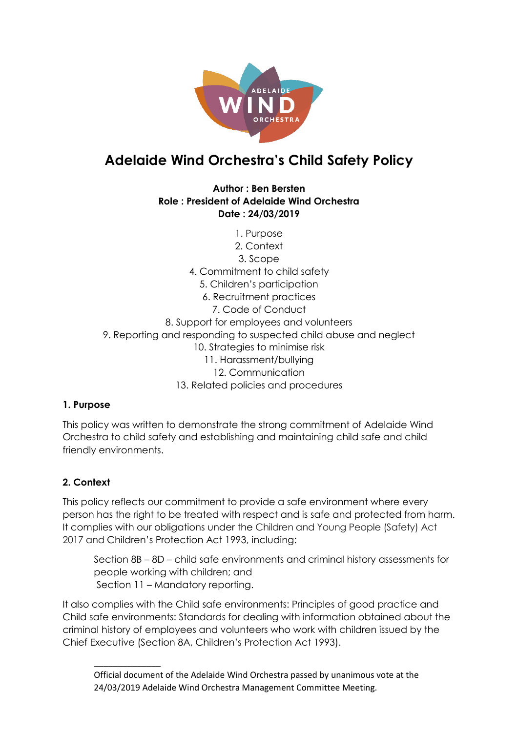# Adelaide Wind Orchestra's Child Safety Policy

**Author : Ben Bersten**
**Role : President of Adelaide Wind Orchestra**
**Date : 24/03/2019**

1. Purpose
2. Context
3. Scope
4. Commitment to child safety
5. Children's participation
6. Recruitment practices
7. Code of Conduct
8. Support for employees and volunteers
9. Reporting and responding to suspected child abuse and neglect
10. Strategies to minimise risk
11. Harassment/bullying
12. Communication
13. Related policies and procedures

## 1. Purpose

This policy was written to demonstrate the strong commitment of Adelaide Wind Orchestra to child safety and establishing and maintaining child safe and child friendly environments.

## 2. Context

This policy reflects our commitment to provide a safe environment where every person has the right to be treated with respect and is safe and protected from harm. It complies with our obligations under the Children and Young People (Safety) Act 2017 and Children's Protection Act 1993, including:

> Section 8B – 8D – child safe environments and criminal history assessments for people working with children; and
> Section 11 – Mandatory reporting.

It also complies with the Child safe environments: Principles of good practice and Child safe environments: Standards for dealing with information obtained about the criminal history of employees and volunteers who work with children issued by the Chief Executive (Section 8A, Children's Protection Act 1993).

---

Official document of the Adelaide Wind Orchestra passed by unanimous vote at the 24/03/2019 Adelaide Wind Orchestra Management Committee Meeting.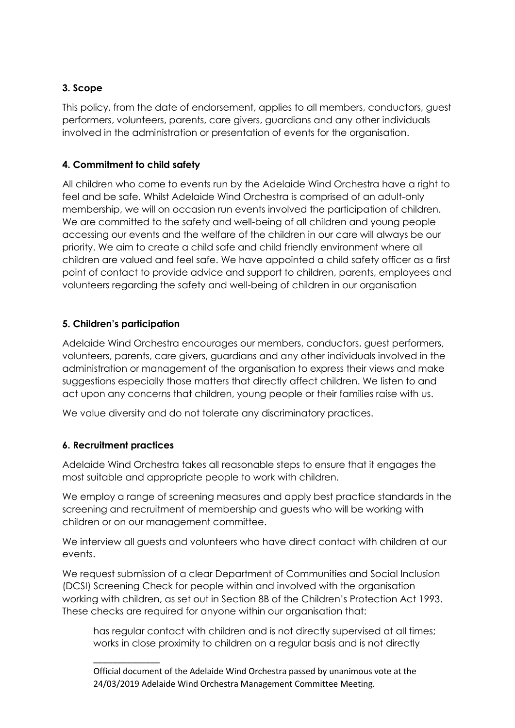### 3. Scope

This policy, from the date of endorsement, applies to all members, conductors, guest performers, volunteers, parents, care givers, guardians and any other individuals involved in the administration or presentation of events for the organisation.

### 4. Commitment to child safety

All children who come to events run by the Adelaide Wind Orchestra have a right to feel and be safe. Whilst Adelaide Wind Orchestra is comprised of an adult-only membership, we will on occasion run events involved the participation of children. We are committed to the safety and well-being of all children and young people accessing our events and the welfare of the children in our care will always be our priority. We aim to create a child safe and child friendly environment where all children are valued and feel safe. We have appointed a child safety officer as a first point of contact to provide advice and support to children, parents, employees and volunteers regarding the safety and well-being of children in our organisation

### 5. Children's participation

Adelaide Wind Orchestra encourages our members, conductors, guest performers, volunteers, parents, care givers, guardians and any other individuals involved in the administration or management of the organisation to express their views and make suggestions especially those matters that directly affect children. We listen to and act upon any concerns that children, young people or their families raise with us.

We value diversity and do not tolerate any discriminatory practices.

### 6. Recruitment practices

Adelaide Wind Orchestra takes all reasonable steps to ensure that it engages the most suitable and appropriate people to work with children.

We employ a range of screening measures and apply best practice standards in the screening and recruitment of membership and guests who will be working with children or on our management committee.

We interview all guests and volunteers who have direct contact with children at our events.

We request submission of a clear Department of Communities and Social Inclusion (DCSI) Screening Check for people within and involved with the organisation working with children, as set out in Section 8B of the Children's Protection Act 1993. These checks are required for anyone within our organisation that:

has regular contact with children and is not directly supervised at all times;
works in close proximity to children on a regular basis and is not directly

Official document of the Adelaide Wind Orchestra passed by unanimous vote at the 24/03/2019 Adelaide Wind Orchestra Management Committee Meeting.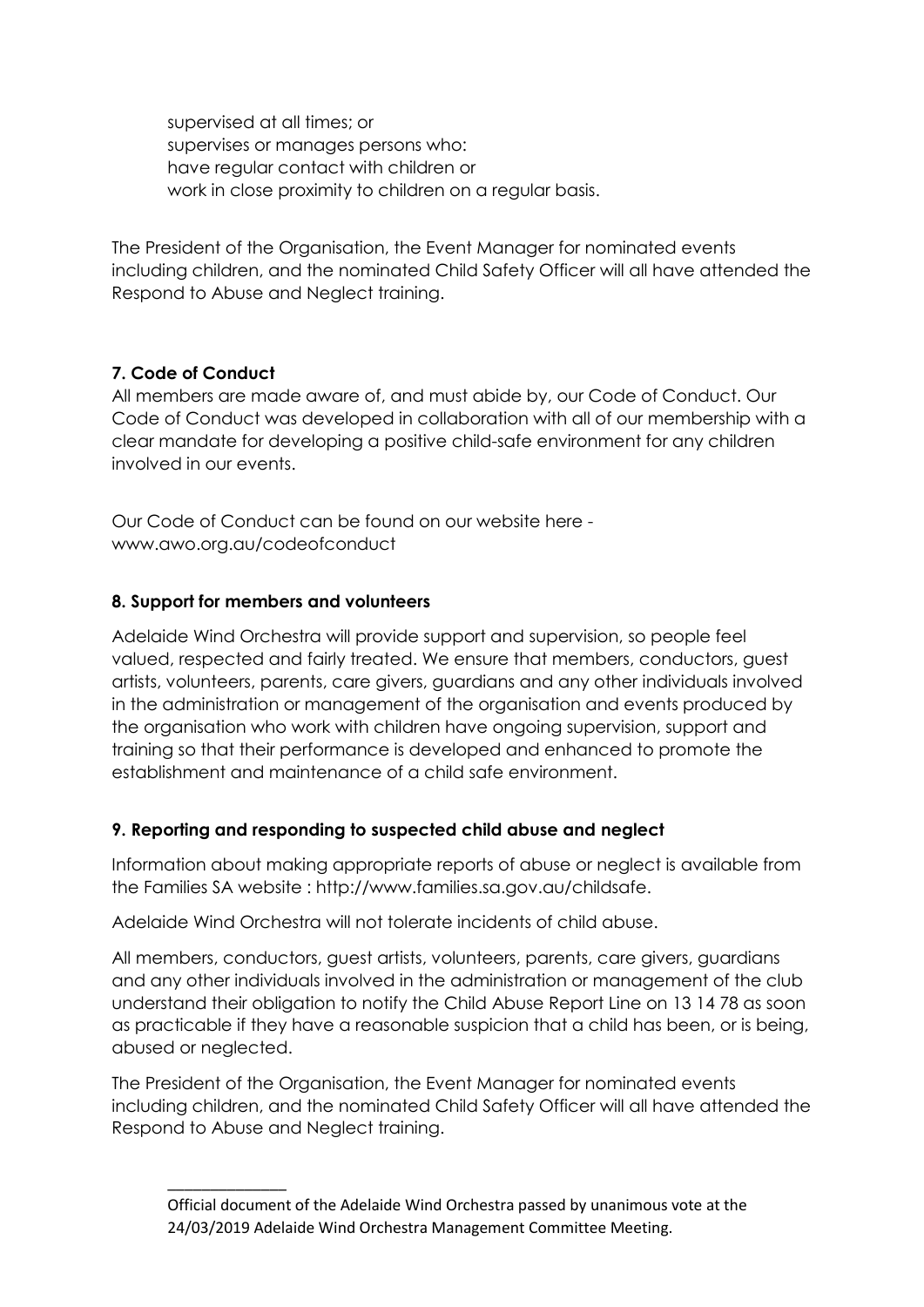supervised at all times; or
supervises or manages persons who:
have regular contact with children or
work in close proximity to children on a regular basis.

The President of the Organisation, the Event Manager for nominated events including children, and the nominated Child Safety Officer will all have attended the Respond to Abuse and Neglect training.

**7. Code of Conduct**

All members are made aware of, and must abide by, our Code of Conduct. Our Code of Conduct was developed in collaboration with all of our membership with a clear mandate for developing a positive child-safe environment for any children involved in our events.

Our Code of Conduct can be found on our website here - www.awo.org.au/codeofconduct

**8. Support for members and volunteers**

Adelaide Wind Orchestra will provide support and supervision, so people feel valued, respected and fairly treated. We ensure that members, conductors, guest artists, volunteers, parents, care givers, guardians and any other individuals involved in the administration or management of the organisation and events produced by the organisation who work with children have ongoing supervision, support and training so that their performance is developed and enhanced to promote the establishment and maintenance of a child safe environment.

**9. Reporting and responding to suspected child abuse and neglect**

Information about making appropriate reports of abuse or neglect is available from the Families SA website : http://www.families.sa.gov.au/childsafe.

Adelaide Wind Orchestra will not tolerate incidents of child abuse.

All members, conductors, guest artists, volunteers, parents, care givers, guardians and any other individuals involved in the administration or management of the club understand their obligation to notify the Child Abuse Report Line on 13 14 78 as soon as practicable if they have a reasonable suspicion that a child has been, or is being, abused or neglected.

The President of the Organisation, the Event Manager for nominated events including children, and the nominated Child Safety Officer will all have attended the Respond to Abuse and Neglect training.

______________

Official document of the Adelaide Wind Orchestra passed by unanimous vote at the 24/03/2019 Adelaide Wind Orchestra Management Committee Meeting.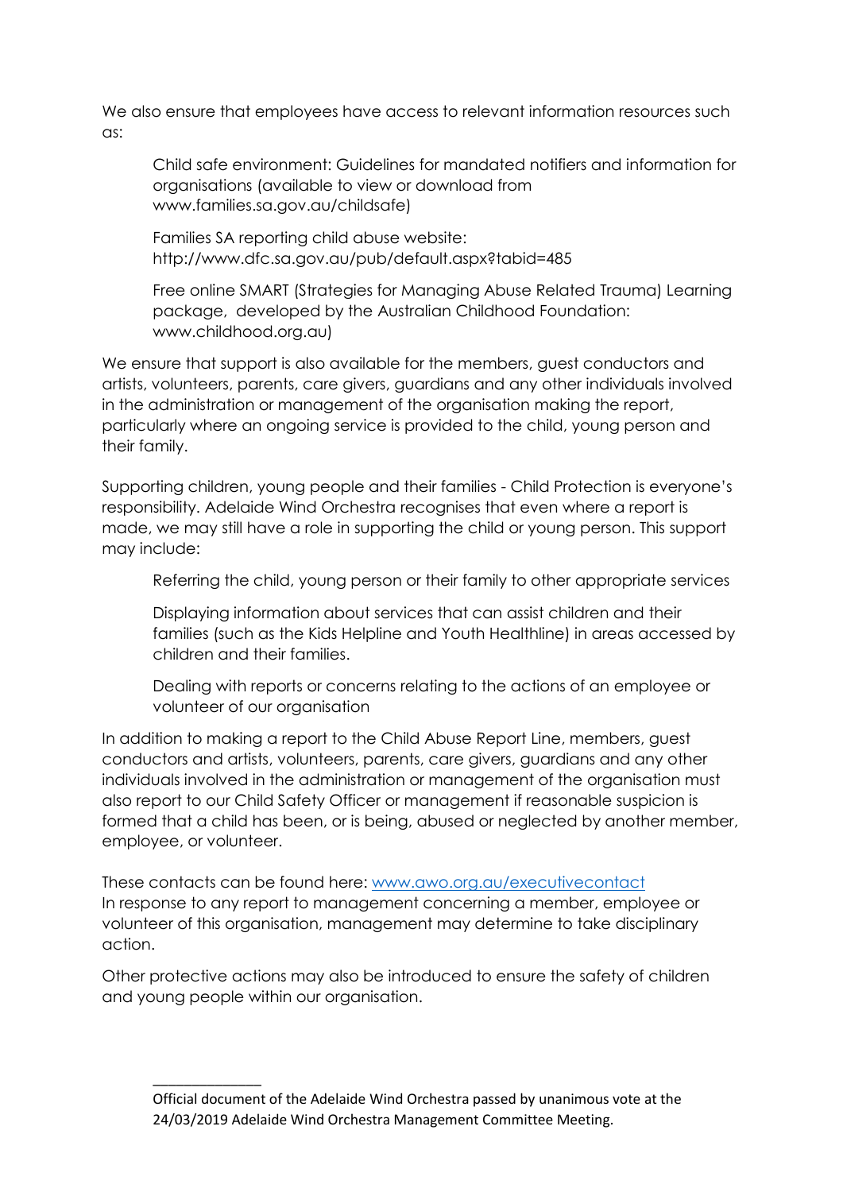We also ensure that employees have access to relevant information resources such as:

- Child safe environment: Guidelines for mandated notifiers and information for organisations (available to view or download from www.families.sa.gov.au/childsafe)
- Families SA reporting child abuse website: http://www.dfc.sa.gov.au/pub/default.aspx?tabid=485
- Free online SMART (Strategies for Managing Abuse Related Trauma) Learning package, developed by the Australian Childhood Foundation: www.childhood.org.au)

We ensure that support is also available for the members, guest conductors and artists, volunteers, parents, care givers, guardians and any other individuals involved in the administration or management of the organisation making the report, particularly where an ongoing service is provided to the child, young person and their family.

Supporting children, young people and their families - Child Protection is everyone's responsibility. Adelaide Wind Orchestra recognises that even where a report is made, we may still have a role in supporting the child or young person. This support may include:

- Referring the child, young person or their family to other appropriate services
- Displaying information about services that can assist children and their families (such as the Kids Helpline and Youth Healthline) in areas accessed by children and their families.
- Dealing with reports or concerns relating to the actions of an employee or volunteer of our organisation

In addition to making a report to the Child Abuse Report Line, members, guest conductors and artists, volunteers, parents, care givers, guardians and any other individuals involved in the administration or management of the organisation must also report to our Child Safety Officer or management if reasonable suspicion is formed that a child has been, or is being, abused or neglected by another member, employee, or volunteer.

These contacts can be found here: [www.awo.org.au/executivecontact](http://www.awo.org.au/executivecontact)
In response to any report to management concerning a member, employee or volunteer of this organisation, management may determine to take disciplinary action.

Other protective actions may also be introduced to ensure the safety of children and young people within our organisation.

---

Official document of the Adelaide Wind Orchestra passed by unanimous vote at the 24/03/2019 Adelaide Wind Orchestra Management Committee Meeting.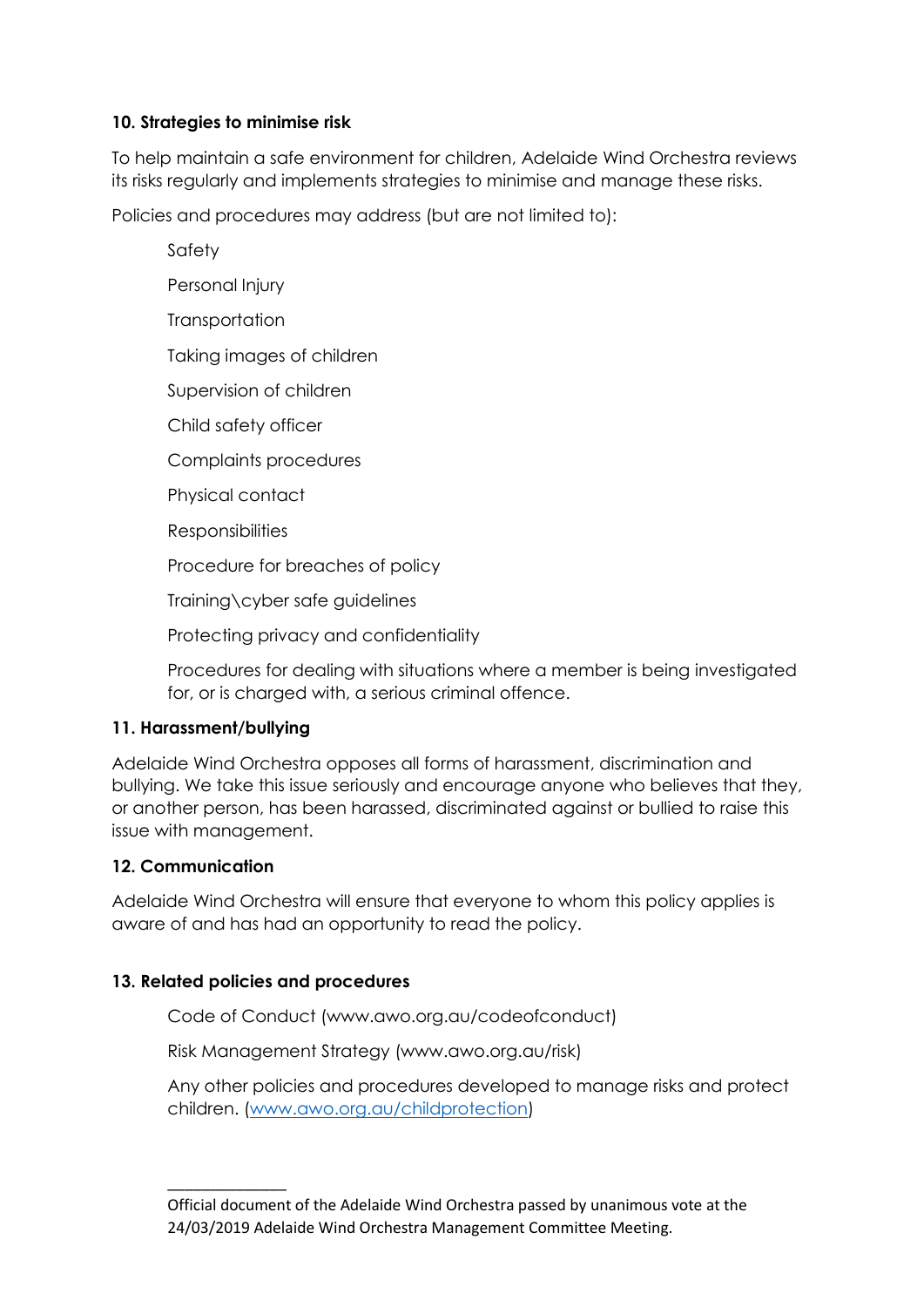**10. Strategies to minimise risk**

To help maintain a safe environment for children, Adelaide Wind Orchestra reviews its risks regularly and implements strategies to minimise and manage these risks.

Policies and procedures may address (but are not limited to):

- Safety
- Personal Injury
- Transportation
- Taking images of children
- Supervision of children
- Child safety officer
- Complaints procedures
- Physical contact
- Responsibilities
- Procedure for breaches of policy
- Training\cyber safe guidelines
- Protecting privacy and confidentiality
- Procedures for dealing with situations where a member is being investigated for, or is charged with, a serious criminal offence.

**11. Harassment/bullying**

Adelaide Wind Orchestra opposes all forms of harassment, discrimination and bullying. We take this issue seriously and encourage anyone who believes that they, or another person, has been harassed, discriminated against or bullied to raise this issue with management.

**12. Communication**

Adelaide Wind Orchestra will ensure that everyone to whom this policy applies is aware of and has had an opportunity to read the policy.

**13. Related policies and procedures**

- Code of Conduct (www.awo.org.au/codeofconduct)
- Risk Management Strategy (www.awo.org.au/risk)
- Any other policies and procedures developed to manage risks and protect children. ([www.awo.org.au/childprotection](http://www.awo.org.au/childprotection))

---

Official document of the Adelaide Wind Orchestra passed by unanimous vote at the 24/03/2019 Adelaide Wind Orchestra Management Committee Meeting.